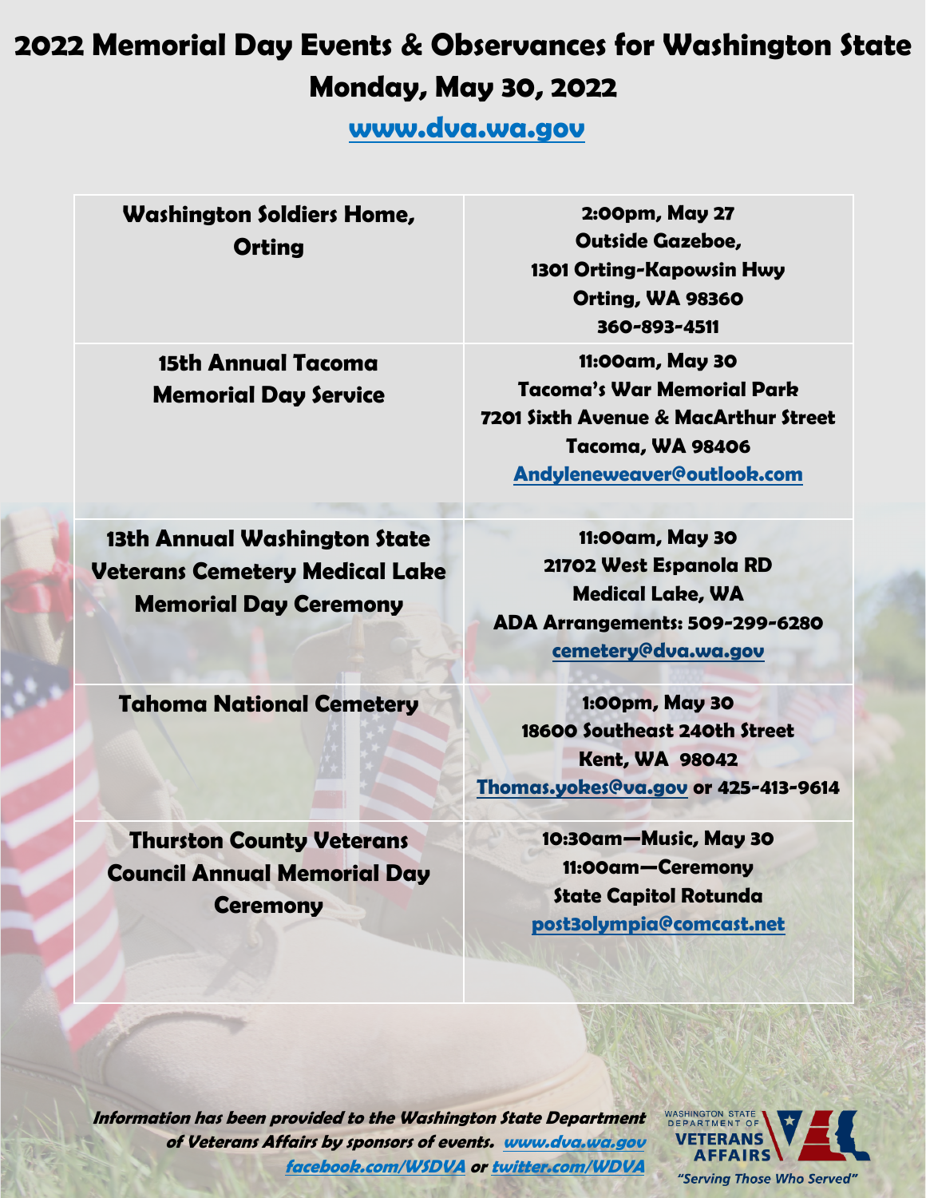# 2022 Memorial Day Events & Observances for Washington State

## Monday, May 30, 2022

**www.dva.wa.gov**

| | |
|---|---|
| **Washington Soldiers Home, Orting** | **2:00pm, May 27**<br>**Outside Gazeboe,**<br>**1301 Orting-Kapowsin Hwy**<br>**Orting, WA 98360**<br>**360-893-4511** |
| **15th Annual Tacoma Memorial Day Service** | **11:00am, May 30**<br>**Tacoma's War Memorial Park**<br>**7201 Sixth Avenue & MacArthur Street**<br>**Tacoma, WA 98406**<br>**Andyleneweaver@outlook.com** |
| **13th Annual Washington State Veterans Cemetery Medical Lake Memorial Day Ceremony** | **11:00am, May 30**<br>**21702 West Espanola RD**<br>**Medical Lake, WA**<br>**ADA Arrangements: 509-299-6280**<br>**cemetery@dva.wa.gov** |
| **Tahoma National Cemetery** | **1:00pm, May 30**<br>**18600 Southeast 240th Street**<br>**Kent, WA 98042**<br>**Thomas.yokes@va.gov or 425-413-9614** |
| **Thurston County Veterans Council Annual Memorial Day Ceremony** | **10:30am—Music, May 30**<br>**11:00am—Ceremony**<br>**State Capitol Rotunda**<br>**post3olympia@comcast.net** |

***Information has been provided to the Washington State Department of Veterans Affairs by sponsors of events. www.dva.wa.gov facebook.com/WSDVA or twitter.com/WDVA***

WASHINGTON STATE DEPARTMENT OF VETERANS AFFAIRS

*"Serving Those Who Served"*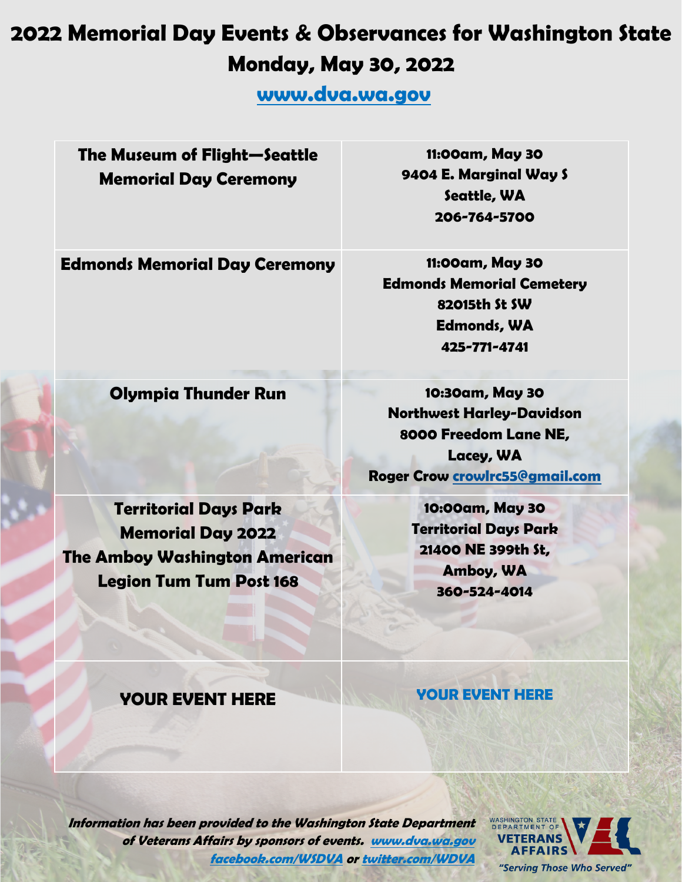# 2022 Memorial Day Events & Observances for Washington State

## Monday, May 30, 2022

**www.dva.wa.gov**

| | |
|---|---|
| **The Museum of Flight—Seattle Memorial Day Ceremony** | **11:00am, May 30**<br>**9404 E. Marginal Way S**<br>**Seattle, WA**<br>**206-764-5700** |
| **Edmonds Memorial Day Ceremony** | **11:00am, May 30**<br>**Edmonds Memorial Cemetery**<br>**82015th St SW**<br>**Edmonds, WA**<br>**425-771-4741** |
| **Olympia Thunder Run** | **10:30am, May 30**<br>**Northwest Harley-Davidson**<br>**8000 Freedom Lane NE,**<br>**Lacey, WA**<br>**Roger Crow crowlrc55@gmail.com** |
| **Territorial Days Park**<br>**Memorial Day 2022**<br>**The Amboy Washington American Legion Tum Tum Post 168** | **10:00am, May 30**<br>**Territorial Days Park**<br>**21400 NE 399th St,**<br>**Amboy, WA**<br>**360-524-4014** |
| **YOUR EVENT HERE** | **YOUR EVENT HERE** |

***Information has been provided to the Washington State Department of Veterans Affairs by sponsors of events. www.dva.wa.gov facebook.com/WSDVA or twitter.com/WDVA***

WASHINGTON STATE DEPARTMENT OF VETERANS AFFAIRS

*"Serving Those Who Served"*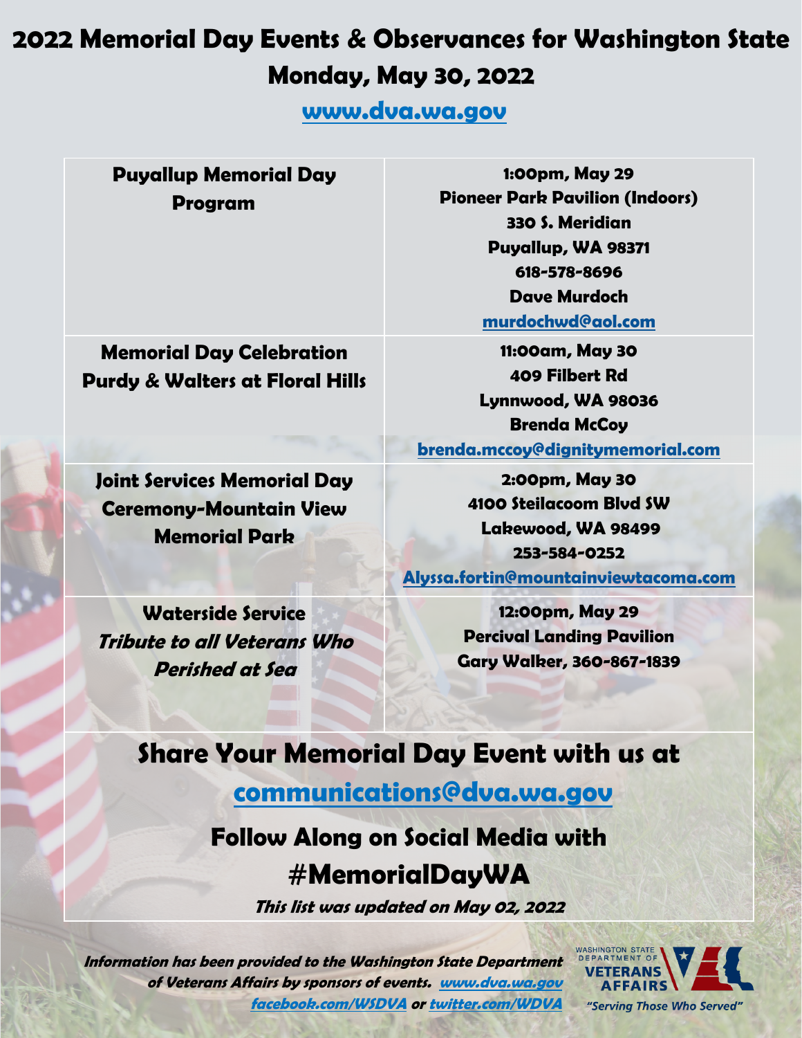# 2022 Memorial Day Events & Observances for Washington State

## Monday, May 30, 2022

**www.dva.wa.gov**

| | |
|---|---|
| **Puyallup Memorial Day Program** | **1:00pm, May 29**<br>**Pioneer Park Pavilion (Indoors)**<br>**330 S. Meridian**<br>**Puyallup, WA 98371**<br>**618-578-8696**<br>**Dave Murdoch**<br>**murdochwd@aol.com** |
| **Memorial Day Celebration Purdy & Walters at Floral Hills** | **11:00am, May 30**<br>**409 Filbert Rd**<br>**Lynnwood, WA 98036**<br>**Brenda McCoy**<br>**brenda.mccoy@dignitymemorial.com** |
| **Joint Services Memorial Day Ceremony-Mountain View Memorial Park** | **2:00pm, May 30**<br>**4100 Steilacoom Blvd SW**<br>**Lakewood, WA 98499**<br>**253-584-0252**<br>**Alyssa.fortin@mountainviewtacoma.com** |
| **Waterside Service**<br>***Tribute to all Veterans Who Perished at Sea*** | **12:00pm, May 29**<br>**Percival Landing Pavilion**<br>**Gary Walker, 360-867-1839** |

## Share Your Memorial Day Event with us at

## communications@dva.wa.gov

### Follow Along on Social Media with

## #MemorialDayWA

***This list was updated on May 02, 2022***

***Information has been provided to the Washington State Department of Veterans Affairs by sponsors of events. www.dva.wa.gov facebook.com/WSDVA or twitter.com/WDVA***

WASHINGTON STATE DEPARTMENT OF VETERANS AFFAIRS

*"Serving Those Who Served"*